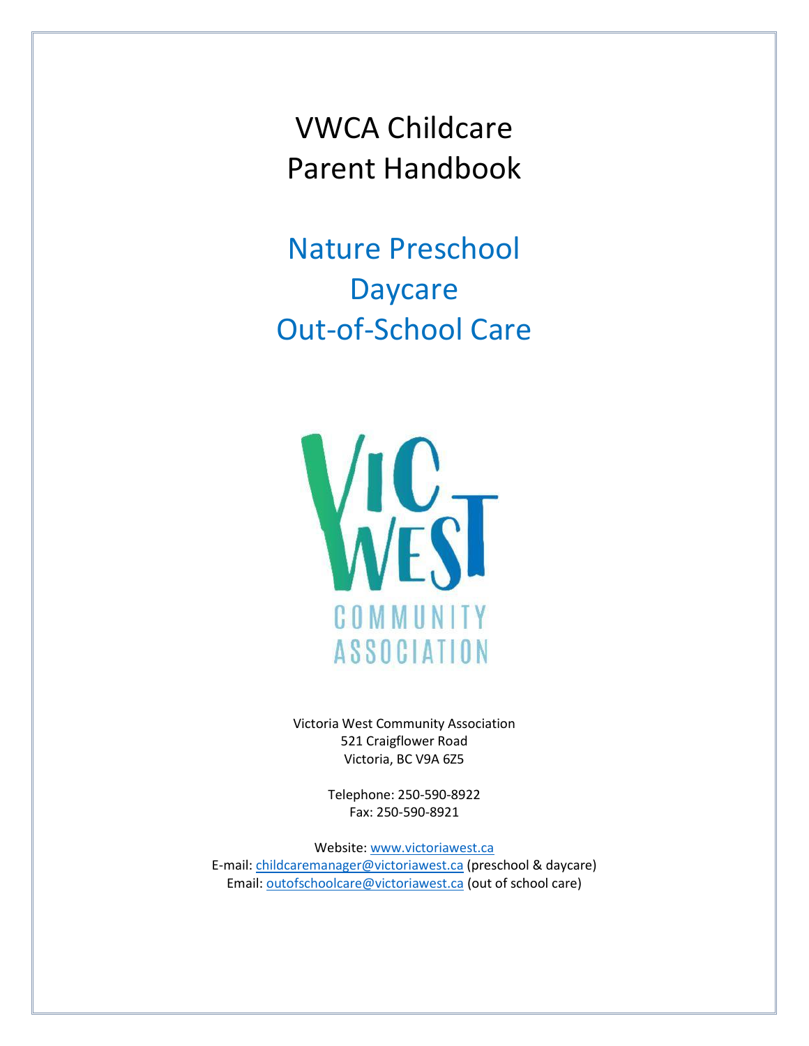# VWCA Childcare Parent Handbook

## Nature Preschool
## Daycare
## Out-of-School Care

Victoria West Community Association
521 Craigflower Road
Victoria, BC V9A 6Z5

Telephone: 250-590-8922
Fax: 250-590-8921

Website: www.victoriawest.ca
E-mail: childcaremanager@victoriawest.ca (preschool & daycare)
Email: outofschoolcare@victoriawest.ca (out of school care)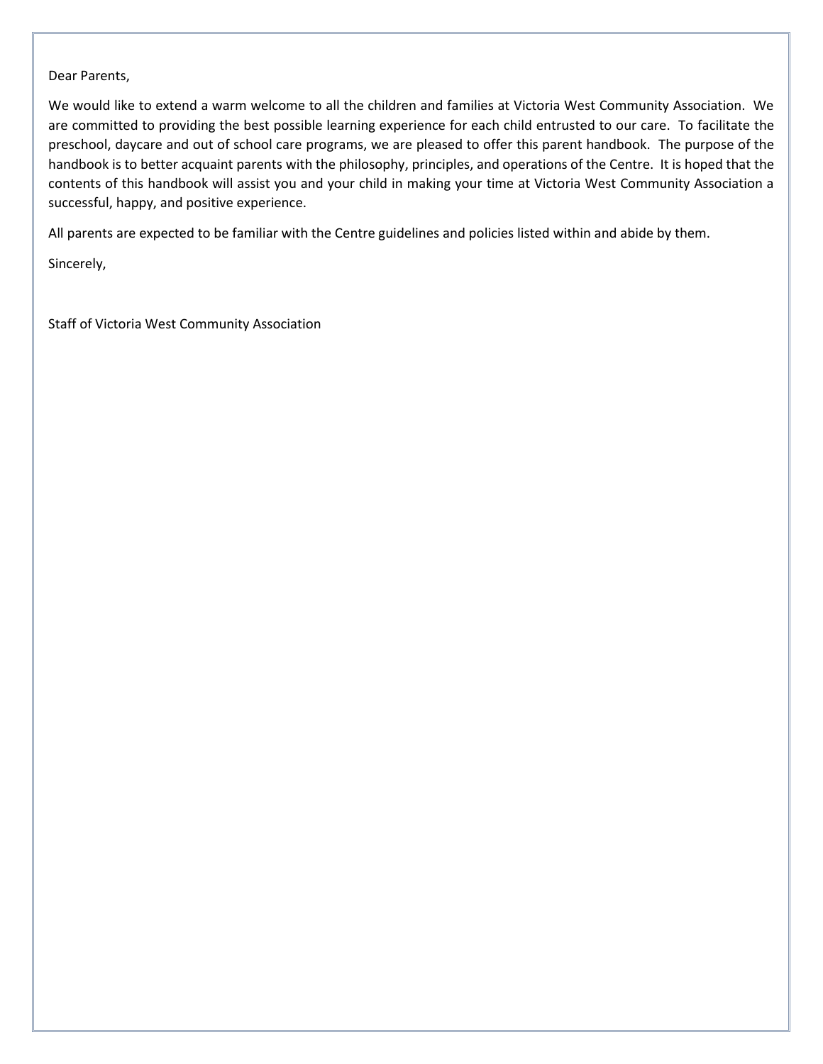Dear Parents,

We would like to extend a warm welcome to all the children and families at Victoria West Community Association. We are committed to providing the best possible learning experience for each child entrusted to our care. To facilitate the preschool, daycare and out of school care programs, we are pleased to offer this parent handbook. The purpose of the handbook is to better acquaint parents with the philosophy, principles, and operations of the Centre. It is hoped that the contents of this handbook will assist you and your child in making your time at Victoria West Community Association a successful, happy, and positive experience.

All parents are expected to be familiar with the Centre guidelines and policies listed within and abide by them.

Sincerely,

Staff of Victoria West Community Association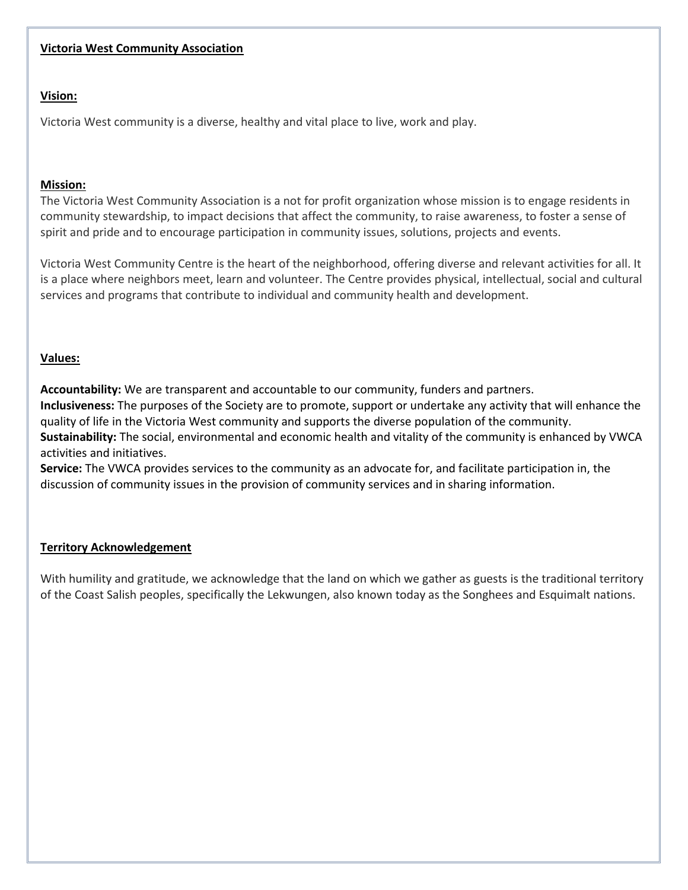## Victoria West Community Association

### Vision:

Victoria West community is a diverse, healthy and vital place to live, work and play.

### Mission:

The Victoria West Community Association is a not for profit organization whose mission is to engage residents in community stewardship, to impact decisions that affect the community, to raise awareness, to foster a sense of spirit and pride and to encourage participation in community issues, solutions, projects and events.

Victoria West Community Centre is the heart of the neighborhood, offering diverse and relevant activities for all. It is a place where neighbors meet, learn and volunteer. The Centre provides physical, intellectual, social and cultural services and programs that contribute to individual and community health and development.

### Values:

**Accountability:** We are transparent and accountable to our community, funders and partners.
**Inclusiveness:** The purposes of the Society are to promote, support or undertake any activity that will enhance the quality of life in the Victoria West community and supports the diverse population of the community.
**Sustainability:** The social, environmental and economic health and vitality of the community is enhanced by VWCA activities and initiatives.
**Service:** The VWCA provides services to the community as an advocate for, and facilitate participation in, the discussion of community issues in the provision of community services and in sharing information.

### Territory Acknowledgement

With humility and gratitude, we acknowledge that the land on which we gather as guests is the traditional territory of the Coast Salish peoples, specifically the Lekwungen, also known today as the Songhees and Esquimalt nations.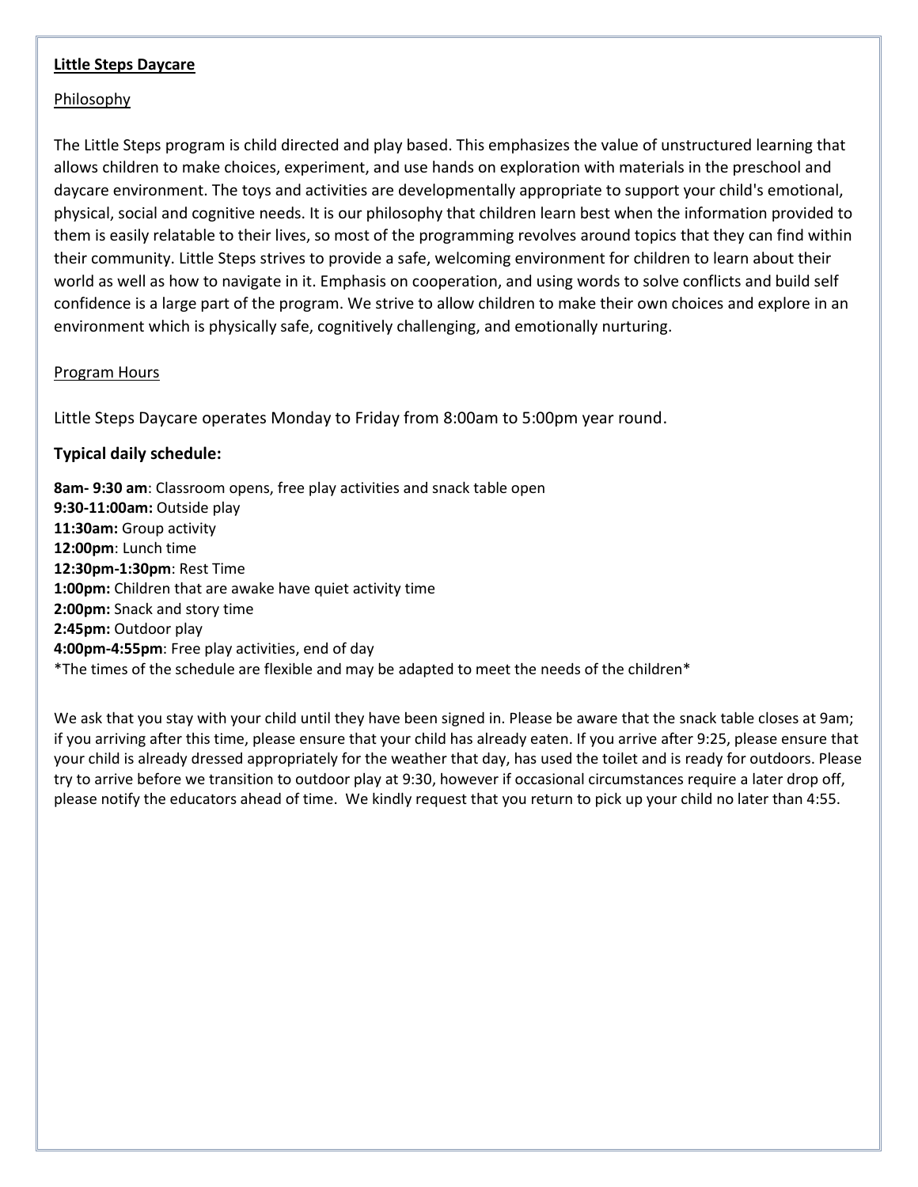## **Little Steps Daycare**

### Philosophy

The Little Steps program is child directed and play based. This emphasizes the value of unstructured learning that allows children to make choices, experiment, and use hands on exploration with materials in the preschool and daycare environment. The toys and activities are developmentally appropriate to support your child's emotional, physical, social and cognitive needs. It is our philosophy that children learn best when the information provided to them is easily relatable to their lives, so most of the programming revolves around topics that they can find within their community. Little Steps strives to provide a safe, welcoming environment for children to learn about their world as well as how to navigate in it. Emphasis on cooperation, and using words to solve conflicts and build self confidence is a large part of the program. We strive to allow children to make their own choices and explore in an environment which is physically safe, cognitively challenging, and emotionally nurturing.

### Program Hours

Little Steps Daycare operates Monday to Friday from 8:00am to 5:00pm year round.

### **Typical daily schedule:**

**8am- 9:30 am**: Classroom opens, free play activities and snack table open
**9:30-11:00am:** Outside play
**11:30am:** Group activity
**12:00pm**: Lunch time
**12:30pm-1:30pm**: Rest Time
**1:00pm:** Children that are awake have quiet activity time
**2:00pm:** Snack and story time
**2:45pm:** Outdoor play
**4:00pm-4:55pm**: Free play activities, end of day
*The times of the schedule are flexible and may be adapted to meet the needs of the children*

We ask that you stay with your child until they have been signed in. Please be aware that the snack table closes at 9am; if you arriving after this time, please ensure that your child has already eaten. If you arrive after 9:25, please ensure that your child is already dressed appropriately for the weather that day, has used the toilet and is ready for outdoors. Please try to arrive before we transition to outdoor play at 9:30, however if occasional circumstances require a later drop off, please notify the educators ahead of time. We kindly request that you return to pick up your child no later than 4:55.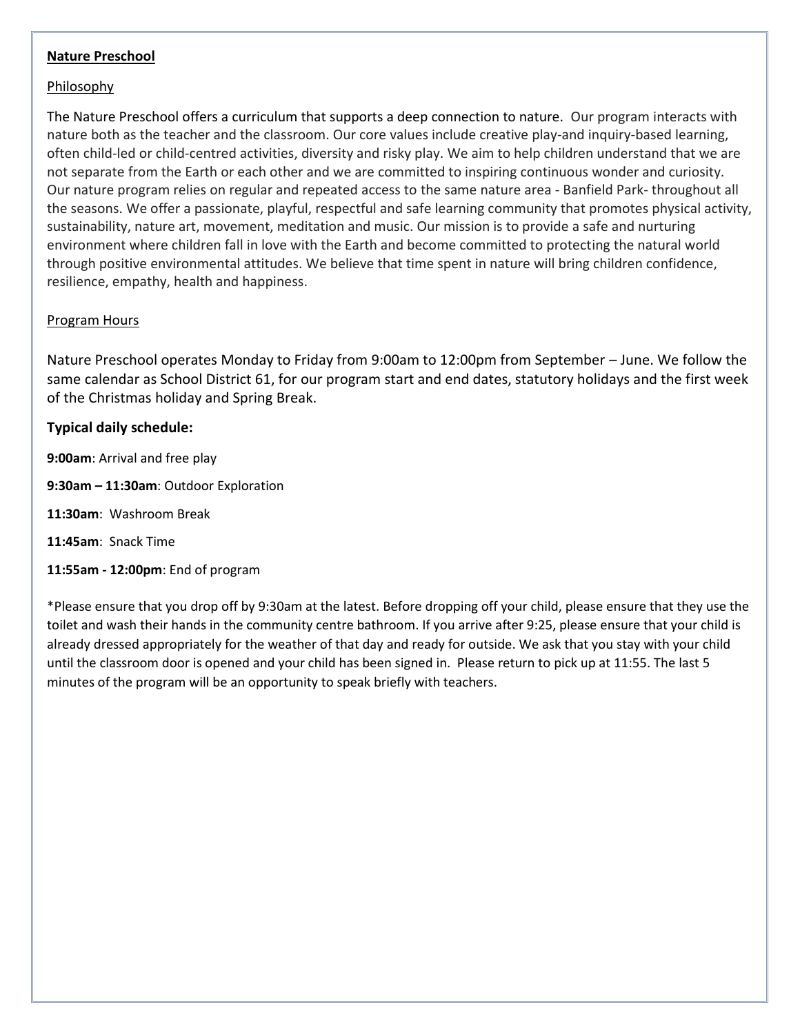## Nature Preschool

### Philosophy

The Nature Preschool offers a curriculum that supports a deep connection to nature. Our program interacts with nature both as the teacher and the classroom. Our core values include creative play-and inquiry-based learning, often child-led or child-centred activities, diversity and risky play. We aim to help children understand that we are not separate from the Earth or each other and we are committed to inspiring continuous wonder and curiosity. Our nature program relies on regular and repeated access to the same nature area - Banfield Park- throughout all the seasons. We offer a passionate, playful, respectful and safe learning community that promotes physical activity, sustainability, nature art, movement, meditation and music. Our mission is to provide a safe and nurturing environment where children fall in love with the Earth and become committed to protecting the natural world through positive environmental attitudes. We believe that time spent in nature will bring children confidence, resilience, empathy, health and happiness.

### Program Hours

Nature Preschool operates Monday to Friday from 9:00am to 12:00pm from September – June. We follow the same calendar as School District 61, for our program start and end dates, statutory holidays and the first week of the Christmas holiday and Spring Break.

**Typical daily schedule:**

**9:00am**: Arrival and free play

**9:30am – 11:30am**: Outdoor Exploration

**11:30am**: Washroom Break

**11:45am**: Snack Time

**11:55am - 12:00pm**: End of program

*Please ensure that you drop off by 9:30am at the latest. Before dropping off your child, please ensure that they use the toilet and wash their hands in the community centre bathroom. If you arrive after 9:25, please ensure that your child is already dressed appropriately for the weather of that day and ready for outside. We ask that you stay with your child until the classroom door is opened and your child has been signed in. Please return to pick up at 11:55. The last 5 minutes of the program will be an opportunity to speak briefly with teachers.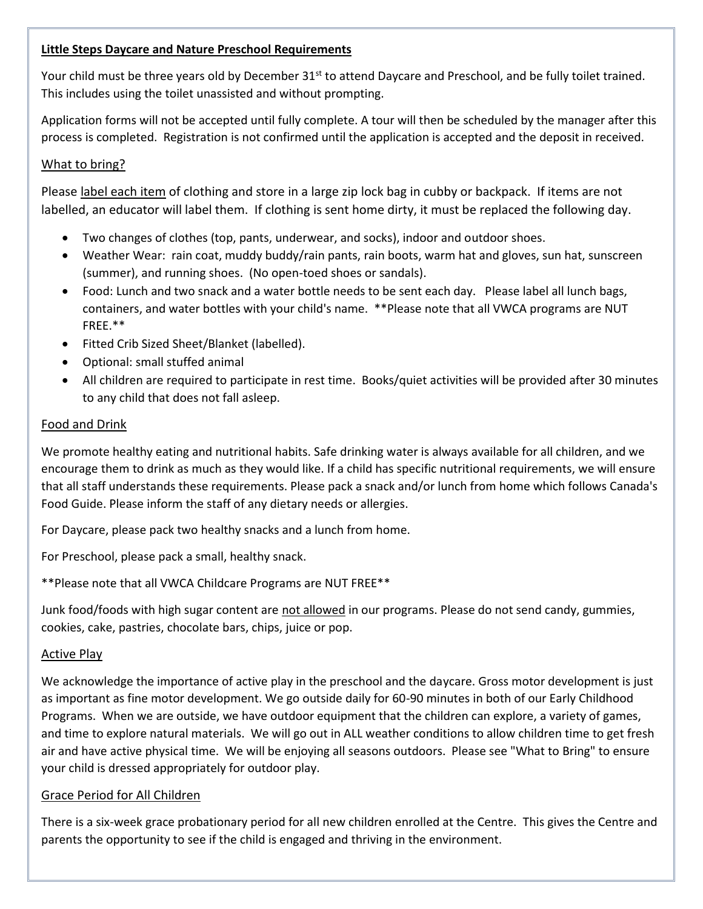## Little Steps Daycare and Nature Preschool Requirements

Your child must be three years old by December 31st to attend Daycare and Preschool, and be fully toilet trained. This includes using the toilet unassisted and without prompting.

Application forms will not be accepted until fully complete. A tour will then be scheduled by the manager after this process is completed. Registration is not confirmed until the application is accepted and the deposit in received.

### What to bring?

Please label each item of clothing and store in a large zip lock bag in cubby or backpack. If items are not labelled, an educator will label them. If clothing is sent home dirty, it must be replaced the following day.

- Two changes of clothes (top, pants, underwear, and socks), indoor and outdoor shoes.
- Weather Wear: rain coat, muddy buddy/rain pants, rain boots, warm hat and gloves, sun hat, sunscreen (summer), and running shoes. (No open-toed shoes or sandals).
- Food: Lunch and two snack and a water bottle needs to be sent each day. Please label all lunch bags, containers, and water bottles with your child's name. **Please note that all VWCA programs are NUT FREE.**
- Fitted Crib Sized Sheet/Blanket (labelled).
- Optional: small stuffed animal
- All children are required to participate in rest time. Books/quiet activities will be provided after 30 minutes to any child that does not fall asleep.

### Food and Drink

We promote healthy eating and nutritional habits. Safe drinking water is always available for all children, and we encourage them to drink as much as they would like. If a child has specific nutritional requirements, we will ensure that all staff understands these requirements. Please pack a snack and/or lunch from home which follows Canada's Food Guide. Please inform the staff of any dietary needs or allergies.

For Daycare, please pack two healthy snacks and a lunch from home.

For Preschool, please pack a small, healthy snack.

**Please note that all VWCA Childcare Programs are NUT FREE**

Junk food/foods with high sugar content are not allowed in our programs. Please do not send candy, gummies, cookies, cake, pastries, chocolate bars, chips, juice or pop.

### Active Play

We acknowledge the importance of active play in the preschool and the daycare. Gross motor development is just as important as fine motor development. We go outside daily for 60-90 minutes in both of our Early Childhood Programs. When we are outside, we have outdoor equipment that the children can explore, a variety of games, and time to explore natural materials. We will go out in ALL weather conditions to allow children time to get fresh air and have active physical time. We will be enjoying all seasons outdoors. Please see "What to Bring" to ensure your child is dressed appropriately for outdoor play.

### Grace Period for All Children

There is a six-week grace probationary period for all new children enrolled at the Centre. This gives the Centre and parents the opportunity to see if the child is engaged and thriving in the environment.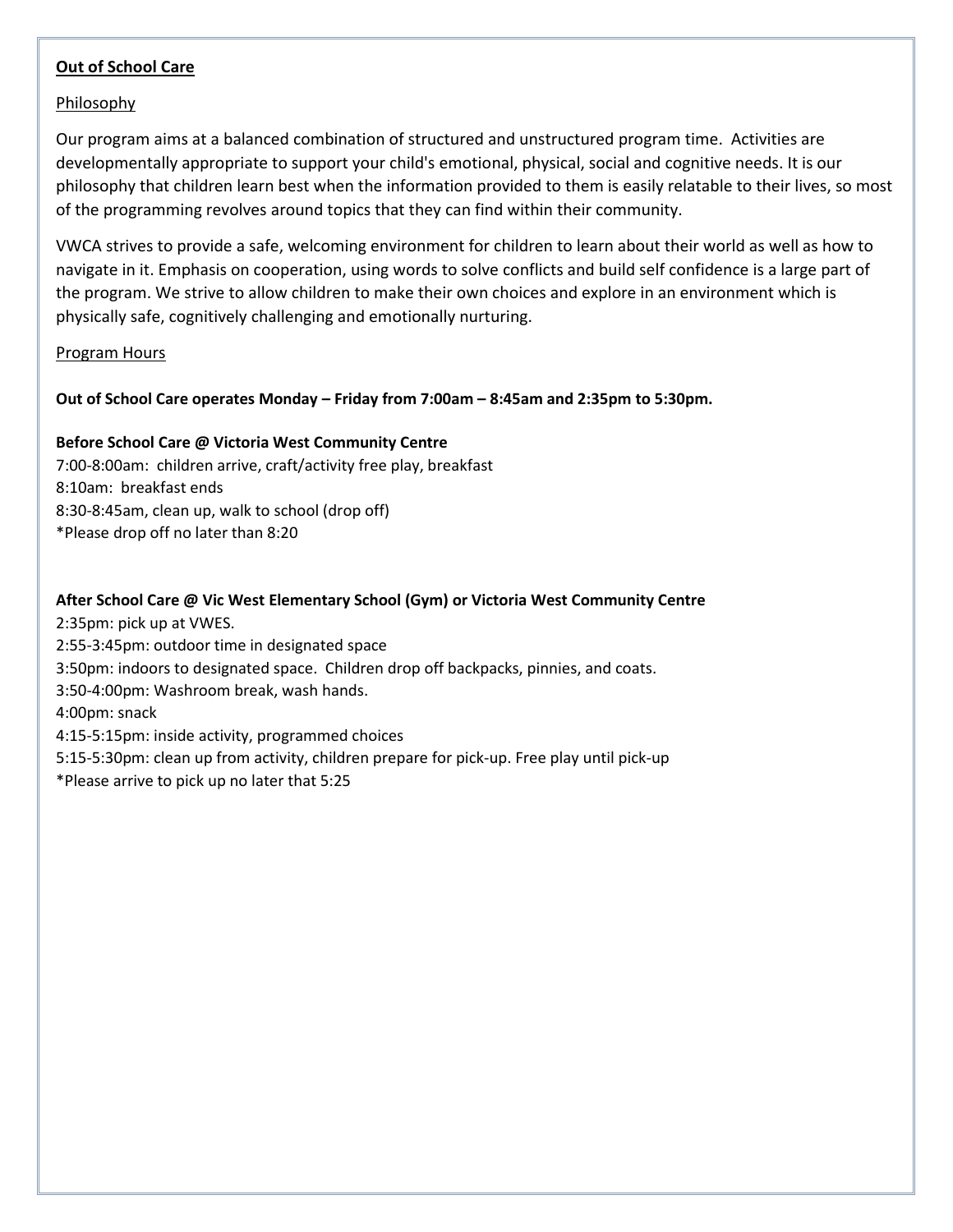## Out of School Care

### Philosophy

Our program aims at a balanced combination of structured and unstructured program time. Activities are developmentally appropriate to support your child's emotional, physical, social and cognitive needs. It is our philosophy that children learn best when the information provided to them is easily relatable to their lives, so most of the programming revolves around topics that they can find within their community.

VWCA strives to provide a safe, welcoming environment for children to learn about their world as well as how to navigate in it. Emphasis on cooperation, using words to solve conflicts and build self confidence is a large part of the program. We strive to allow children to make their own choices and explore in an environment which is physically safe, cognitively challenging and emotionally nurturing.

### Program Hours

**Out of School Care operates Monday – Friday from 7:00am – 8:45am and 2:35pm to 5:30pm.**

**Before School Care @ Victoria West Community Centre**
7:00-8:00am: children arrive, craft/activity free play, breakfast
8:10am: breakfast ends
8:30-8:45am, clean up, walk to school (drop off)
*Please drop off no later than 8:20

**After School Care @ Vic West Elementary School (Gym) or Victoria West Community Centre**
2:35pm: pick up at VWES.
2:55-3:45pm: outdoor time in designated space
3:50pm: indoors to designated space. Children drop off backpacks, pinnies, and coats.
3:50-4:00pm: Washroom break, wash hands.
4:00pm: snack
4:15-5:15pm: inside activity, programmed choices
5:15-5:30pm: clean up from activity, children prepare for pick-up. Free play until pick-up
*Please arrive to pick up no later that 5:25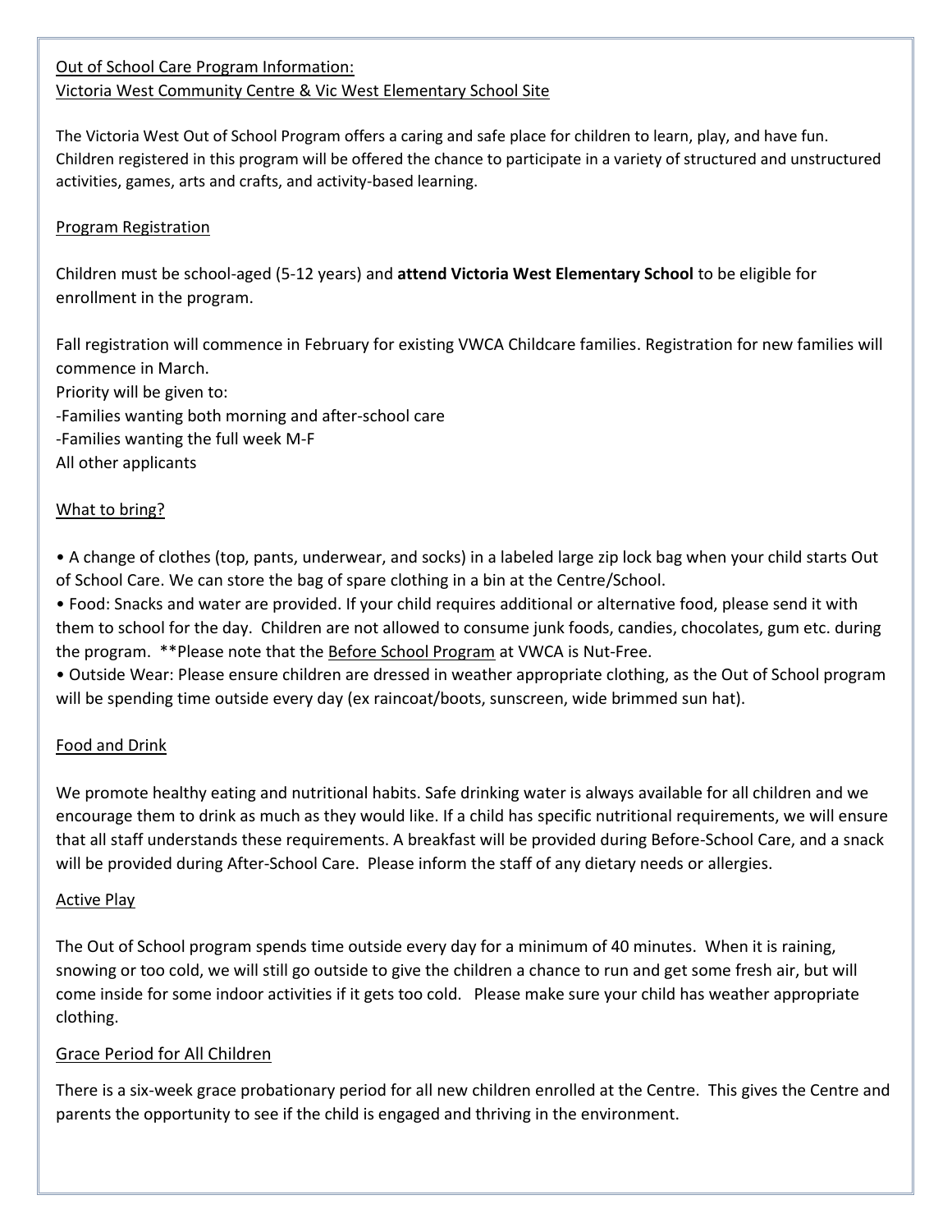## Out of School Care Program Information:
## Victoria West Community Centre & Vic West Elementary School Site

The Victoria West Out of School Program offers a caring and safe place for children to learn, play, and have fun. Children registered in this program will be offered the chance to participate in a variety of structured and unstructured activities, games, arts and crafts, and activity-based learning.

### Program Registration

Children must be school-aged (5-12 years) and **attend Victoria West Elementary School** to be eligible for enrollment in the program.

Fall registration will commence in February for existing VWCA Childcare families. Registration for new families will commence in March.
Priority will be given to:
-Families wanting both morning and after-school care
-Families wanting the full week M-F
All other applicants

### What to bring?

- A change of clothes (top, pants, underwear, and socks) in a labeled large zip lock bag when your child starts Out of School Care. We can store the bag of spare clothing in a bin at the Centre/School.
- Food: Snacks and water are provided. If your child requires additional or alternative food, please send it with them to school for the day. Children are not allowed to consume junk foods, candies, chocolates, gum etc. during the program. **Please note that the Before School Program at VWCA is Nut-Free.
- Outside Wear: Please ensure children are dressed in weather appropriate clothing, as the Out of School program will be spending time outside every day (ex raincoat/boots, sunscreen, wide brimmed sun hat).

### Food and Drink

We promote healthy eating and nutritional habits. Safe drinking water is always available for all children and we encourage them to drink as much as they would like. If a child has specific nutritional requirements, we will ensure that all staff understands these requirements. A breakfast will be provided during Before-School Care, and a snack will be provided during After-School Care. Please inform the staff of any dietary needs or allergies.

### Active Play

The Out of School program spends time outside every day for a minimum of 40 minutes. When it is raining, snowing or too cold, we will still go outside to give the children a chance to run and get some fresh air, but will come inside for some indoor activities if it gets too cold. Please make sure your child has weather appropriate clothing.

### Grace Period for All Children

There is a six-week grace probationary period for all new children enrolled at the Centre. This gives the Centre and parents the opportunity to see if the child is engaged and thriving in the environment.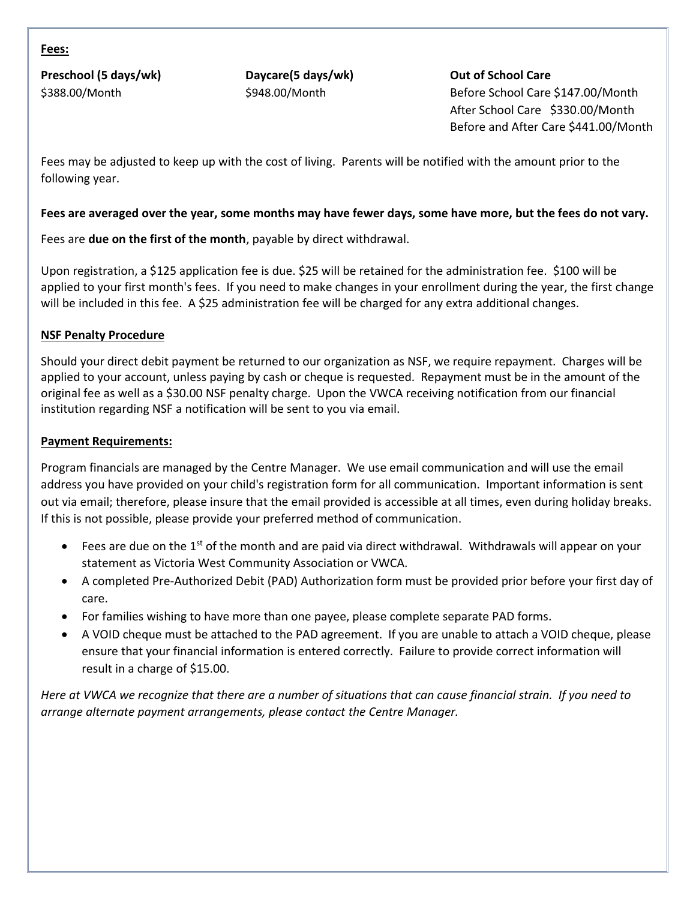**Fees:**

**Preschool (5 days/wk)**
$388.00/Month

**Daycare(5 days/wk)**
$948.00/Month

**Out of School Care**
Before School Care $147.00/Month
After School Care $330.00/Month
Before and After Care $441.00/Month

Fees may be adjusted to keep up with the cost of living. Parents will be notified with the amount prior to the following year.

**Fees are averaged over the year, some months may have fewer days, some have more, but the fees do not vary.**

Fees are **due on the first of the month**, payable by direct withdrawal.

Upon registration, a $125 application fee is due. $25 will be retained for the administration fee. $100 will be applied to your first month's fees. If you need to make changes in your enrollment during the year, the first change will be included in this fee. A $25 administration fee will be charged for any extra additional changes.

**NSF Penalty Procedure**

Should your direct debit payment be returned to our organization as NSF, we require repayment. Charges will be applied to your account, unless paying by cash or cheque is requested. Repayment must be in the amount of the original fee as well as a $30.00 NSF penalty charge. Upon the VWCA receiving notification from our financial institution regarding NSF a notification will be sent to you via email.

**Payment Requirements:**

Program financials are managed by the Centre Manager. We use email communication and will use the email address you have provided on your child's registration form for all communication. Important information is sent out via email; therefore, please insure that the email provided is accessible at all times, even during holiday breaks. If this is not possible, please provide your preferred method of communication.

- Fees are due on the 1st of the month and are paid via direct withdrawal. Withdrawals will appear on your statement as Victoria West Community Association or VWCA.
- A completed Pre-Authorized Debit (PAD) Authorization form must be provided prior before your first day of care.
- For families wishing to have more than one payee, please complete separate PAD forms.
- A VOID cheque must be attached to the PAD agreement. If you are unable to attach a VOID cheque, please ensure that your financial information is entered correctly. Failure to provide correct information will result in a charge of $15.00.

*Here at VWCA we recognize that there are a number of situations that can cause financial strain. If you need to arrange alternate payment arrangements, please contact the Centre Manager.*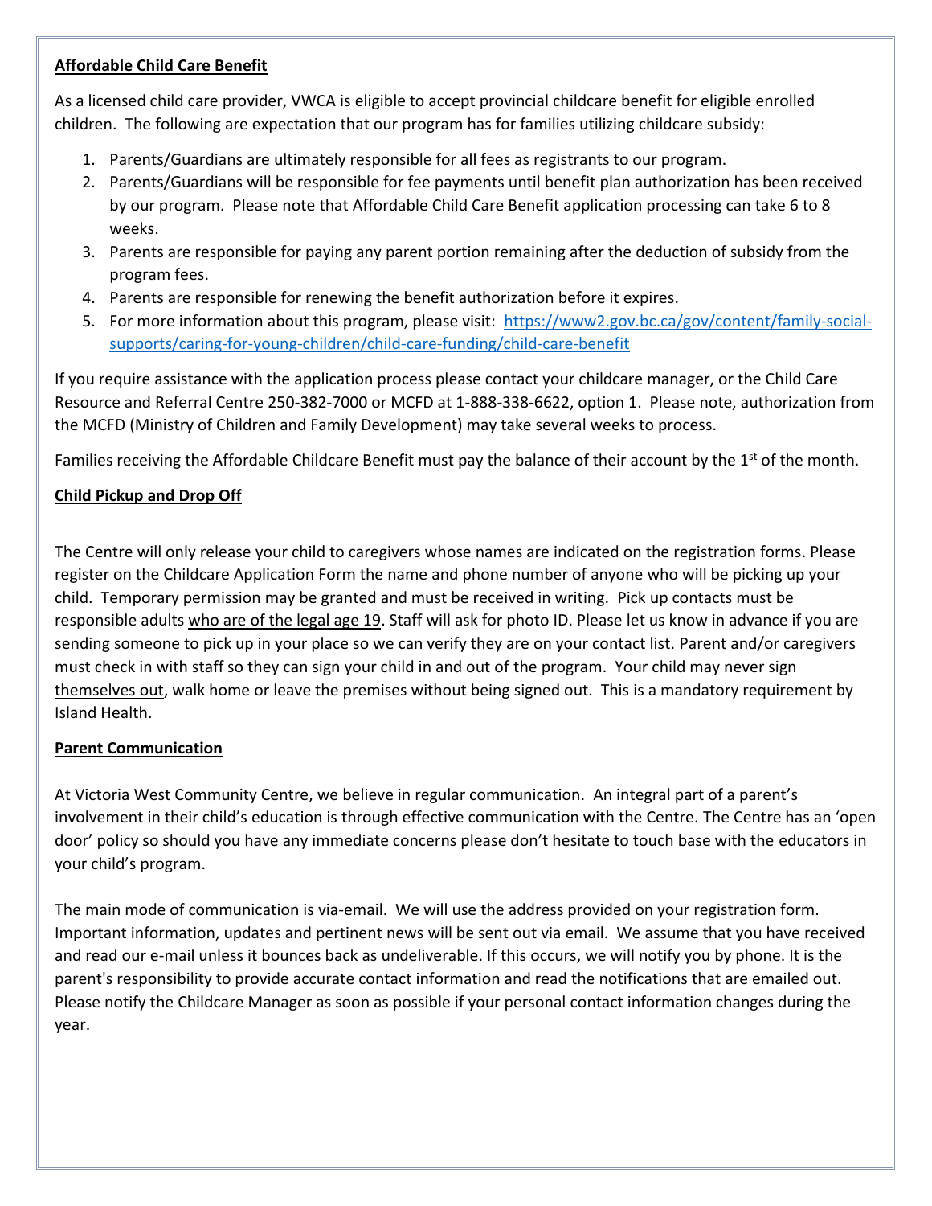**Affordable Child Care Benefit**

As a licensed child care provider, VWCA is eligible to accept provincial childcare benefit for eligible enrolled children. The following are expectation that our program has for families utilizing childcare subsidy:

1. Parents/Guardians are ultimately responsible for all fees as registrants to our program.
2. Parents/Guardians will be responsible for fee payments until benefit plan authorization has been received by our program. Please note that Affordable Child Care Benefit application processing can take 6 to 8 weeks.
3. Parents are responsible for paying any parent portion remaining after the deduction of subsidy from the program fees.
4. Parents are responsible for renewing the benefit authorization before it expires.
5. For more information about this program, please visit: https://www2.gov.bc.ca/gov/content/family-social-supports/caring-for-young-children/child-care-funding/child-care-benefit

If you require assistance with the application process please contact your childcare manager, or the Child Care Resource and Referral Centre 250-382-7000 or MCFD at 1-888-338-6622, option 1. Please note, authorization from the MCFD (Ministry of Children and Family Development) may take several weeks to process.

Families receiving the Affordable Childcare Benefit must pay the balance of their account by the 1st of the month.

**Child Pickup and Drop Off**

The Centre will only release your child to caregivers whose names are indicated on the registration forms. Please register on the Childcare Application Form the name and phone number of anyone who will be picking up your child. Temporary permission may be granted and must be received in writing. Pick up contacts must be responsible adults who are of the legal age 19. Staff will ask for photo ID. Please let us know in advance if you are sending someone to pick up in your place so we can verify they are on your contact list. Parent and/or caregivers must check in with staff so they can sign your child in and out of the program. Your child may never sign themselves out, walk home or leave the premises without being signed out. This is a mandatory requirement by Island Health.

**Parent Communication**

At Victoria West Community Centre, we believe in regular communication. An integral part of a parent's involvement in their child's education is through effective communication with the Centre. The Centre has an 'open door' policy so should you have any immediate concerns please don't hesitate to touch base with the educators in your child's program.

The main mode of communication is via-email. We will use the address provided on your registration form. Important information, updates and pertinent news will be sent out via email. We assume that you have received and read our e-mail unless it bounces back as undeliverable. If this occurs, we will notify you by phone. It is the parent's responsibility to provide accurate contact information and read the notifications that are emailed out. Please notify the Childcare Manager as soon as possible if your personal contact information changes during the year.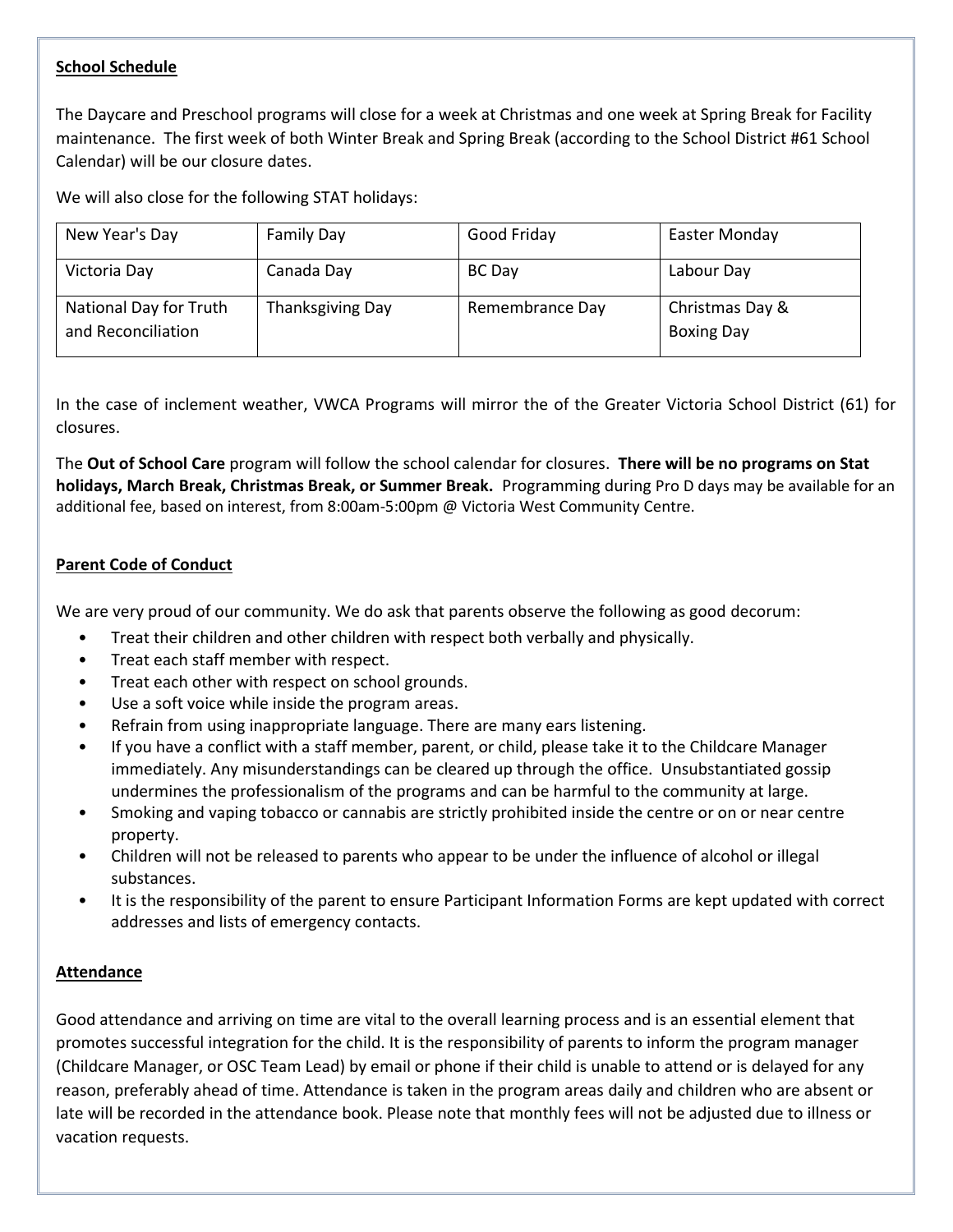**School Schedule**

The Daycare and Preschool programs will close for a week at Christmas and one week at Spring Break for Facility maintenance. The first week of both Winter Break and Spring Break (according to the School District #61 School Calendar) will be our closure dates.

We will also close for the following STAT holidays:

| | | | |
|---|---|---|---|
| New Year's Day | Family Day | Good Friday | Easter Monday |
| Victoria Day | Canada Day | BC Day | Labour Day |
| National Day for Truth and Reconciliation | Thanksgiving Day | Remembrance Day | Christmas Day & Boxing Day |

In the case of inclement weather, VWCA Programs will mirror the of the Greater Victoria School District (61) for closures.

The **Out of School Care** program will follow the school calendar for closures. **There will be no programs on Stat holidays, March Break, Christmas Break, or Summer Break.** Programming during Pro D days may be available for an additional fee, based on interest, from 8:00am-5:00pm @ Victoria West Community Centre.

**Parent Code of Conduct**

We are very proud of our community. We do ask that parents observe the following as good decorum:

- Treat their children and other children with respect both verbally and physically.
- Treat each staff member with respect.
- Treat each other with respect on school grounds.
- Use a soft voice while inside the program areas.
- Refrain from using inappropriate language. There are many ears listening.
- If you have a conflict with a staff member, parent, or child, please take it to the Childcare Manager immediately. Any misunderstandings can be cleared up through the office. Unsubstantiated gossip undermines the professionalism of the programs and can be harmful to the community at large.
- Smoking and vaping tobacco or cannabis are strictly prohibited inside the centre or on or near centre property.
- Children will not be released to parents who appear to be under the influence of alcohol or illegal substances.
- It is the responsibility of the parent to ensure Participant Information Forms are kept updated with correct addresses and lists of emergency contacts.

**Attendance**

Good attendance and arriving on time are vital to the overall learning process and is an essential element that promotes successful integration for the child. It is the responsibility of parents to inform the program manager (Childcare Manager, or OSC Team Lead) by email or phone if their child is unable to attend or is delayed for any reason, preferably ahead of time. Attendance is taken in the program areas daily and children who are absent or late will be recorded in the attendance book. Please note that monthly fees will not be adjusted due to illness or vacation requests.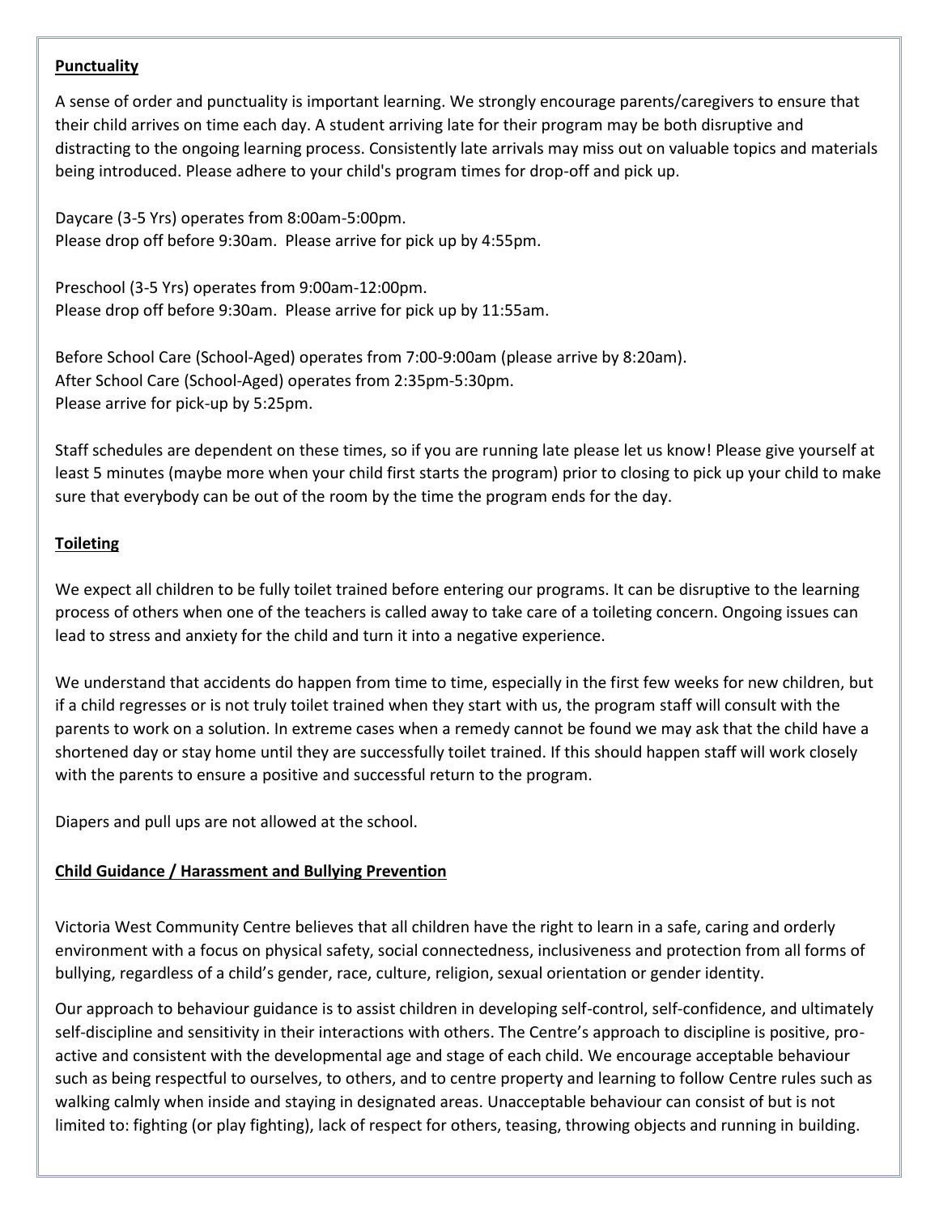## Punctuality

A sense of order and punctuality is important learning. We strongly encourage parents/caregivers to ensure that their child arrives on time each day. A student arriving late for their program may be both disruptive and distracting to the ongoing learning process. Consistently late arrivals may miss out on valuable topics and materials being introduced. Please adhere to your child's program times for drop-off and pick up.

Daycare (3-5 Yrs) operates from 8:00am-5:00pm.
Please drop off before 9:30am. Please arrive for pick up by 4:55pm.

Preschool (3-5 Yrs) operates from 9:00am-12:00pm.
Please drop off before 9:30am. Please arrive for pick up by 11:55am.

Before School Care (School-Aged) operates from 7:00-9:00am (please arrive by 8:20am).
After School Care (School-Aged) operates from 2:35pm-5:30pm.
Please arrive for pick-up by 5:25pm.

Staff schedules are dependent on these times, so if you are running late please let us know! Please give yourself at least 5 minutes (maybe more when your child first starts the program) prior to closing to pick up your child to make sure that everybody can be out of the room by the time the program ends for the day.

## Toileting

We expect all children to be fully toilet trained before entering our programs. It can be disruptive to the learning process of others when one of the teachers is called away to take care of a toileting concern. Ongoing issues can lead to stress and anxiety for the child and turn it into a negative experience.

We understand that accidents do happen from time to time, especially in the first few weeks for new children, but if a child regresses or is not truly toilet trained when they start with us, the program staff will consult with the parents to work on a solution. In extreme cases when a remedy cannot be found we may ask that the child have a shortened day or stay home until they are successfully toilet trained. If this should happen staff will work closely with the parents to ensure a positive and successful return to the program.

Diapers and pull ups are not allowed at the school.

## Child Guidance / Harassment and Bullying Prevention

Victoria West Community Centre believes that all children have the right to learn in a safe, caring and orderly environment with a focus on physical safety, social connectedness, inclusiveness and protection from all forms of bullying, regardless of a child's gender, race, culture, religion, sexual orientation or gender identity.

Our approach to behaviour guidance is to assist children in developing self-control, self-confidence, and ultimately self-discipline and sensitivity in their interactions with others. The Centre's approach to discipline is positive, pro-active and consistent with the developmental age and stage of each child. We encourage acceptable behaviour such as being respectful to ourselves, to others, and to centre property and learning to follow Centre rules such as walking calmly when inside and staying in designated areas. Unacceptable behaviour can consist of but is not limited to: fighting (or play fighting), lack of respect for others, teasing, throwing objects and running in building.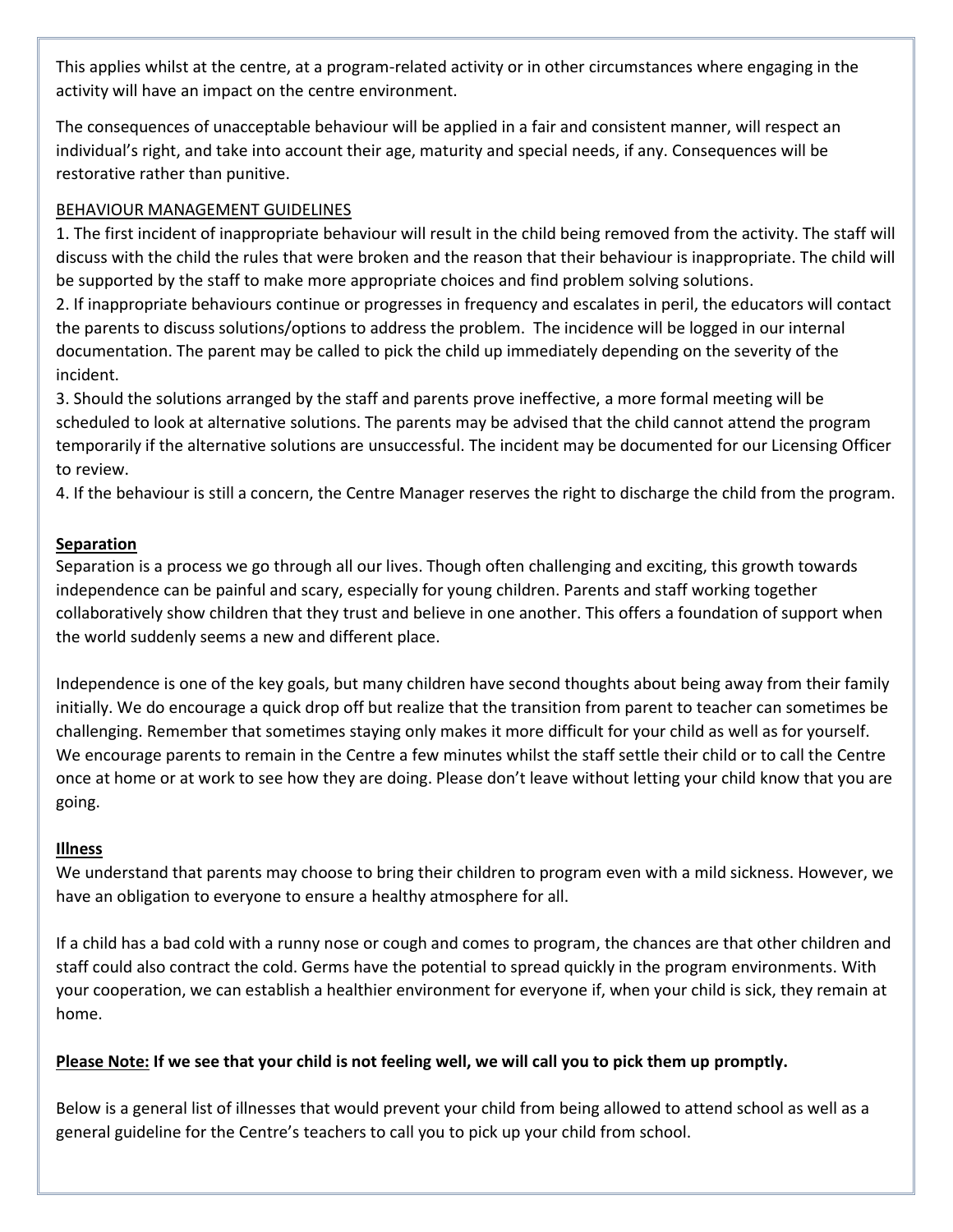This applies whilst at the centre, at a program-related activity or in other circumstances where engaging in the activity will have an impact on the centre environment.

The consequences of unacceptable behaviour will be applied in a fair and consistent manner, will respect an individual's right, and take into account their age, maturity and special needs, if any. Consequences will be restorative rather than punitive.

BEHAVIOUR MANAGEMENT GUIDELINES

1. The first incident of inappropriate behaviour will result in the child being removed from the activity. The staff will discuss with the child the rules that were broken and the reason that their behaviour is inappropriate. The child will be supported by the staff to make more appropriate choices and find problem solving solutions.
2. If inappropriate behaviours continue or progresses in frequency and escalates in peril, the educators will contact the parents to discuss solutions/options to address the problem. The incidence will be logged in our internal documentation. The parent may be called to pick the child up immediately depending on the severity of the incident.
3. Should the solutions arranged by the staff and parents prove ineffective, a more formal meeting will be scheduled to look at alternative solutions. The parents may be advised that the child cannot attend the program temporarily if the alternative solutions are unsuccessful. The incident may be documented for our Licensing Officer to review.
4. If the behaviour is still a concern, the Centre Manager reserves the right to discharge the child from the program.

## Separation

Separation is a process we go through all our lives. Though often challenging and exciting, this growth towards independence can be painful and scary, especially for young children. Parents and staff working together collaboratively show children that they trust and believe in one another. This offers a foundation of support when the world suddenly seems a new and different place.

Independence is one of the key goals, but many children have second thoughts about being away from their family initially. We do encourage a quick drop off but realize that the transition from parent to teacher can sometimes be challenging. Remember that sometimes staying only makes it more difficult for your child as well as for yourself. We encourage parents to remain in the Centre a few minutes whilst the staff settle their child or to call the Centre once at home or at work to see how they are doing. Please don't leave without letting your child know that you are going.

## Illness

We understand that parents may choose to bring their children to program even with a mild sickness. However, we have an obligation to everyone to ensure a healthy atmosphere for all.

If a child has a bad cold with a runny nose or cough and comes to program, the chances are that other children and staff could also contract the cold. Germs have the potential to spread quickly in the program environments. With your cooperation, we can establish a healthier environment for everyone if, when your child is sick, they remain at home.

**Please Note: If we see that your child is not feeling well, we will call you to pick them up promptly.**

Below is a general list of illnesses that would prevent your child from being allowed to attend school as well as a general guideline for the Centre's teachers to call you to pick up your child from school.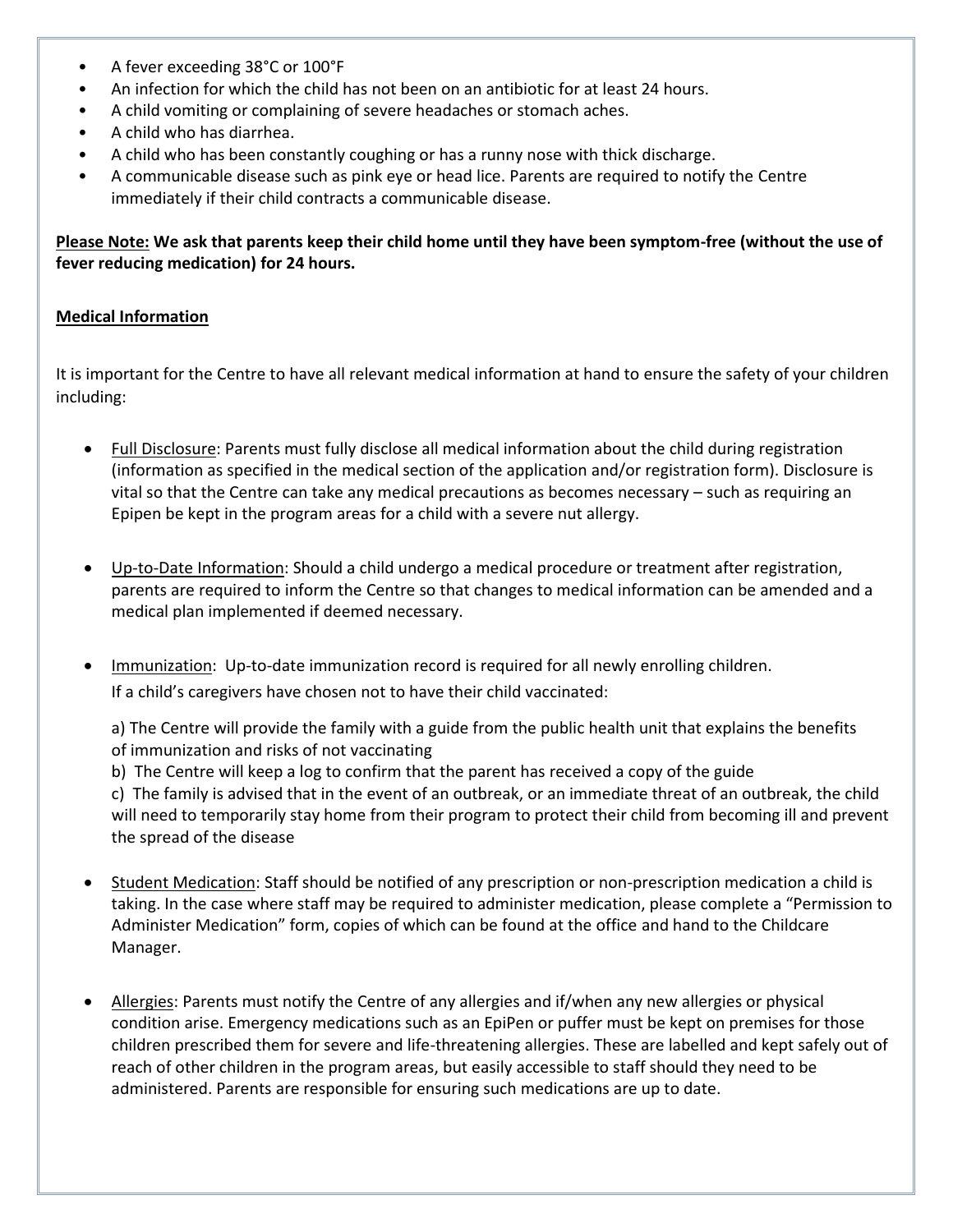- A fever exceeding 38°C or 100°F
- An infection for which the child has not been on an antibiotic for at least 24 hours.
- A child vomiting or complaining of severe headaches or stomach aches.
- A child who has diarrhea.
- A child who has been constantly coughing or has a runny nose with thick discharge.
- A communicable disease such as pink eye or head lice. Parents are required to notify the Centre immediately if their child contracts a communicable disease.

**<u>Please Note:</u> We ask that parents keep their child home until they have been symptom-free (without the use of fever reducing medication) for 24 hours.**

**<u>Medical Information</u>**

It is important for the Centre to have all relevant medical information at hand to ensure the safety of your children including:

- <u>Full Disclosure</u>: Parents must fully disclose all medical information about the child during registration (information as specified in the medical section of the application and/or registration form). Disclosure is vital so that the Centre can take any medical precautions as becomes necessary – such as requiring an Epipen be kept in the program areas for a child with a severe nut allergy.

- <u>Up-to-Date Information</u>: Should a child undergo a medical procedure or treatment after registration, parents are required to inform the Centre so that changes to medical information can be amended and a medical plan implemented if deemed necessary.

- <u>Immunization</u>: Up-to-date immunization record is required for all newly enrolling children. If a child's caregivers have chosen not to have their child vaccinated:

  a) The Centre will provide the family with a guide from the public health unit that explains the benefits of immunization and risks of not vaccinating
  b) The Centre will keep a log to confirm that the parent has received a copy of the guide
  c) The family is advised that in the event of an outbreak, or an immediate threat of an outbreak, the child will need to temporarily stay home from their program to protect their child from becoming ill and prevent the spread of the disease

- <u>Student Medication</u>: Staff should be notified of any prescription or non-prescription medication a child is taking. In the case where staff may be required to administer medication, please complete a "Permission to Administer Medication" form, copies of which can be found at the office and hand to the Childcare Manager.

- <u>Allergies</u>: Parents must notify the Centre of any allergies and if/when any new allergies or physical condition arise. Emergency medications such as an EpiPen or puffer must be kept on premises for those children prescribed them for severe and life-threatening allergies. These are labelled and kept safely out of reach of other children in the program areas, but easily accessible to staff should they need to be administered. Parents are responsible for ensuring such medications are up to date.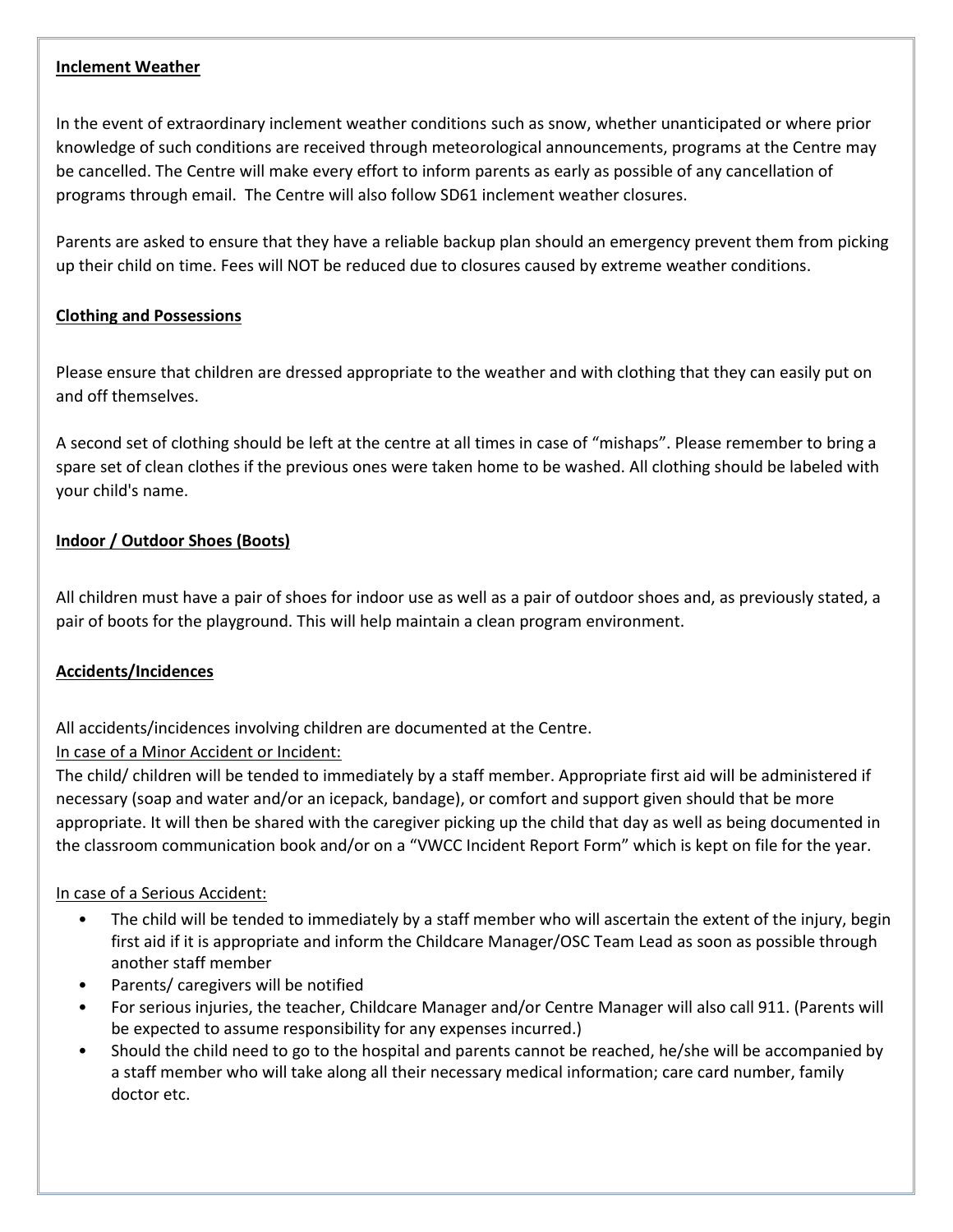**Inclement Weather**

In the event of extraordinary inclement weather conditions such as snow, whether unanticipated or where prior knowledge of such conditions are received through meteorological announcements, programs at the Centre may be cancelled. The Centre will make every effort to inform parents as early as possible of any cancellation of programs through email. The Centre will also follow SD61 inclement weather closures.

Parents are asked to ensure that they have a reliable backup plan should an emergency prevent them from picking up their child on time. Fees will NOT be reduced due to closures caused by extreme weather conditions.

**Clothing and Possessions**

Please ensure that children are dressed appropriate to the weather and with clothing that they can easily put on and off themselves.

A second set of clothing should be left at the centre at all times in case of "mishaps". Please remember to bring a spare set of clean clothes if the previous ones were taken home to be washed. All clothing should be labeled with your child's name.

**Indoor / Outdoor Shoes (Boots)**

All children must have a pair of shoes for indoor use as well as a pair of outdoor shoes and, as previously stated, a pair of boots for the playground. This will help maintain a clean program environment.

**Accidents/Incidences**

All accidents/incidences involving children are documented at the Centre.

In case of a Minor Accident or Incident:

The child/ children will be tended to immediately by a staff member. Appropriate first aid will be administered if necessary (soap and water and/or an icepack, bandage), or comfort and support given should that be more appropriate. It will then be shared with the caregiver picking up the child that day as well as being documented in the classroom communication book and/or on a "VWCC Incident Report Form" which is kept on file for the year.

In case of a Serious Accident:

- The child will be tended to immediately by a staff member who will ascertain the extent of the injury, begin first aid if it is appropriate and inform the Childcare Manager/OSC Team Lead as soon as possible through another staff member
- Parents/ caregivers will be notified
- For serious injuries, the teacher, Childcare Manager and/or Centre Manager will also call 911. (Parents will be expected to assume responsibility for any expenses incurred.)
- Should the child need to go to the hospital and parents cannot be reached, he/she will be accompanied by a staff member who will take along all their necessary medical information; care card number, family doctor etc.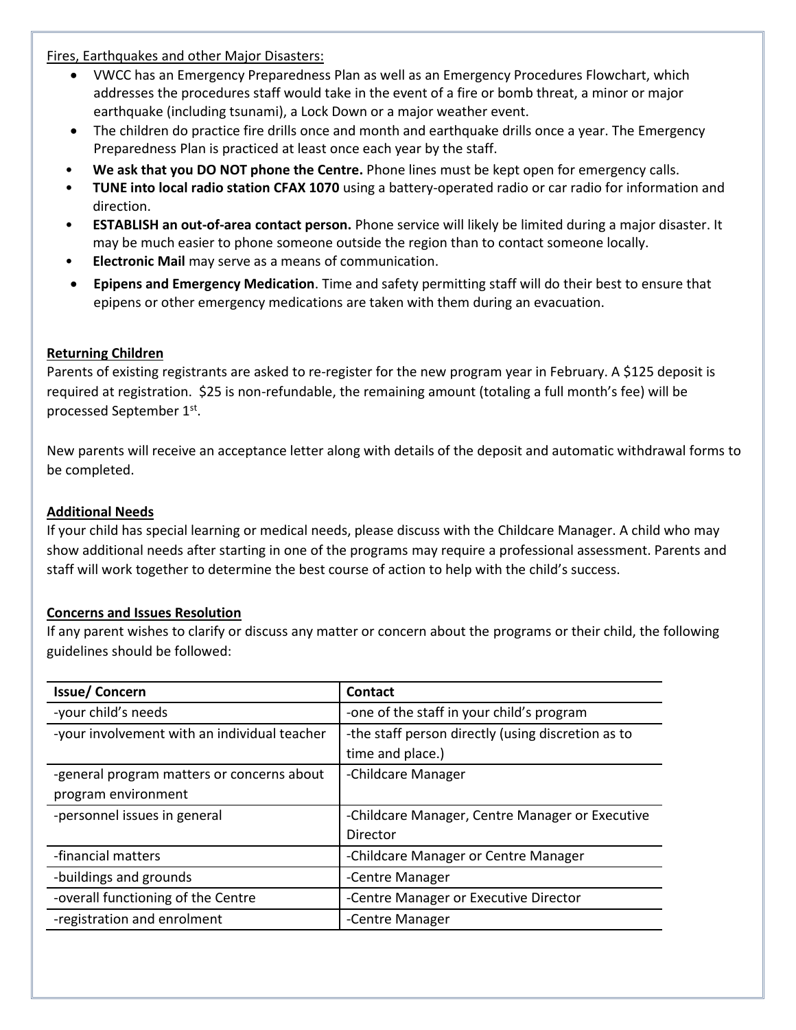Fires, Earthquakes and other Major Disasters:

- VWCC has an Emergency Preparedness Plan as well as an Emergency Procedures Flowchart, which addresses the procedures staff would take in the event of a fire or bomb threat, a minor or major earthquake (including tsunami), a Lock Down or a major weather event.
- The children do practice fire drills once and month and earthquake drills once a year. The Emergency Preparedness Plan is practiced at least once each year by the staff.
- **We ask that you DO NOT phone the Centre.** Phone lines must be kept open for emergency calls.
- **TUNE into local radio station CFAX 1070** using a battery-operated radio or car radio for information and direction.
- **ESTABLISH an out-of-area contact person.** Phone service will likely be limited during a major disaster. It may be much easier to phone someone outside the region than to contact someone locally.
- **Electronic Mail** may serve as a means of communication.
- **Epipens and Emergency Medication**. Time and safety permitting staff will do their best to ensure that epipens or other emergency medications are taken with them during an evacuation.

## Returning Children

Parents of existing registrants are asked to re-register for the new program year in February. A $125 deposit is required at registration. $25 is non-refundable, the remaining amount (totaling a full month's fee) will be processed September 1st.

New parents will receive an acceptance letter along with details of the deposit and automatic withdrawal forms to be completed.

## Additional Needs

If your child has special learning or medical needs, please discuss with the Childcare Manager. A child who may show additional needs after starting in one of the programs may require a professional assessment. Parents and staff will work together to determine the best course of action to help with the child's success.

## Concerns and Issues Resolution

If any parent wishes to clarify or discuss any matter or concern about the programs or their child, the following guidelines should be followed:

| Issue/ Concern | Contact |
|---|---|
| -your child's needs | -one of the staff in your child's program |
| -your involvement with an individual teacher | -the staff person directly (using discretion as to time and place.) |
| -general program matters or concerns about program environment | -Childcare Manager |
| -personnel issues in general | -Childcare Manager, Centre Manager or Executive Director |
| -financial matters | -Childcare Manager or Centre Manager |
| -buildings and grounds | -Centre Manager |
| -overall functioning of the Centre | -Centre Manager or Executive Director |
| -registration and enrolment | -Centre Manager |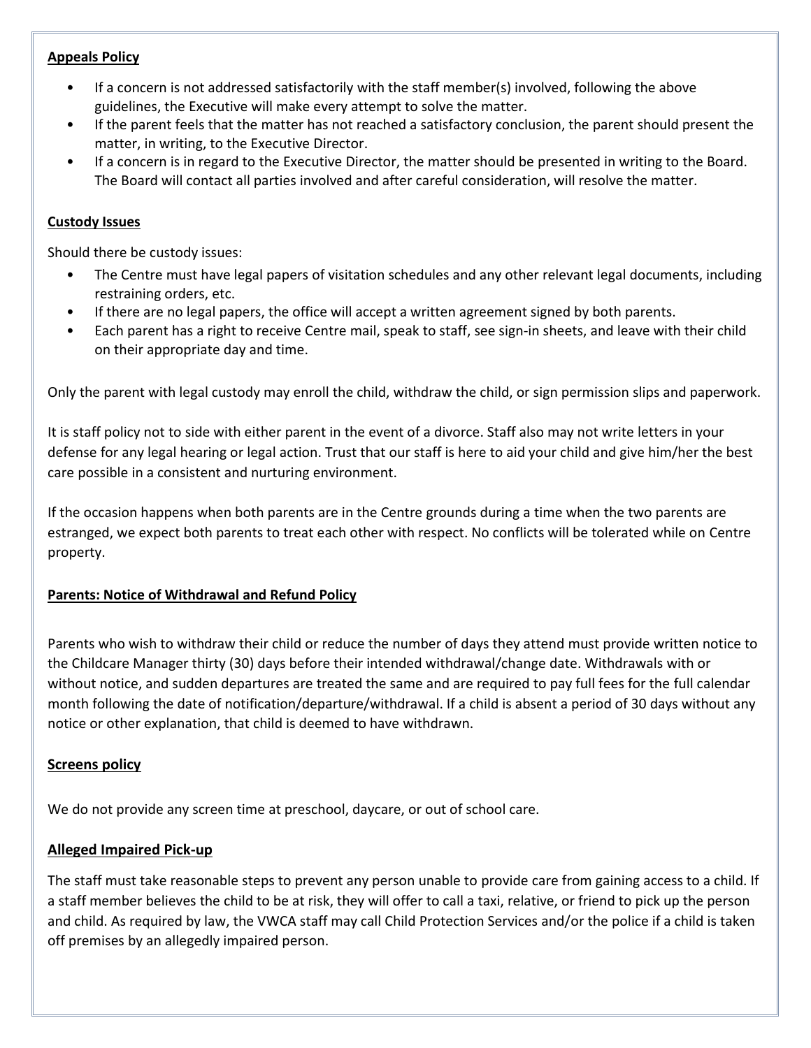**Appeals Policy**

- If a concern is not addressed satisfactorily with the staff member(s) involved, following the above guidelines, the Executive will make every attempt to solve the matter.
- If the parent feels that the matter has not reached a satisfactory conclusion, the parent should present the matter, in writing, to the Executive Director.
- If a concern is in regard to the Executive Director, the matter should be presented in writing to the Board. The Board will contact all parties involved and after careful consideration, will resolve the matter.

**Custody Issues**

Should there be custody issues:

- The Centre must have legal papers of visitation schedules and any other relevant legal documents, including restraining orders, etc.
- If there are no legal papers, the office will accept a written agreement signed by both parents.
- Each parent has a right to receive Centre mail, speak to staff, see sign-in sheets, and leave with their child on their appropriate day and time.

Only the parent with legal custody may enroll the child, withdraw the child, or sign permission slips and paperwork.

It is staff policy not to side with either parent in the event of a divorce. Staff also may not write letters in your defense for any legal hearing or legal action. Trust that our staff is here to aid your child and give him/her the best care possible in a consistent and nurturing environment.

If the occasion happens when both parents are in the Centre grounds during a time when the two parents are estranged, we expect both parents to treat each other with respect. No conflicts will be tolerated while on Centre property.

**Parents: Notice of Withdrawal and Refund Policy**

Parents who wish to withdraw their child or reduce the number of days they attend must provide written notice to the Childcare Manager thirty (30) days before their intended withdrawal/change date. Withdrawals with or without notice, and sudden departures are treated the same and are required to pay full fees for the full calendar month following the date of notification/departure/withdrawal. If a child is absent a period of 30 days without any notice or other explanation, that child is deemed to have withdrawn.

**Screens policy**

We do not provide any screen time at preschool, daycare, or out of school care.

**Alleged Impaired Pick-up**

The staff must take reasonable steps to prevent any person unable to provide care from gaining access to a child. If a staff member believes the child to be at risk, they will offer to call a taxi, relative, or friend to pick up the person and child. As required by law, the VWCA staff may call Child Protection Services and/or the police if a child is taken off premises by an allegedly impaired person.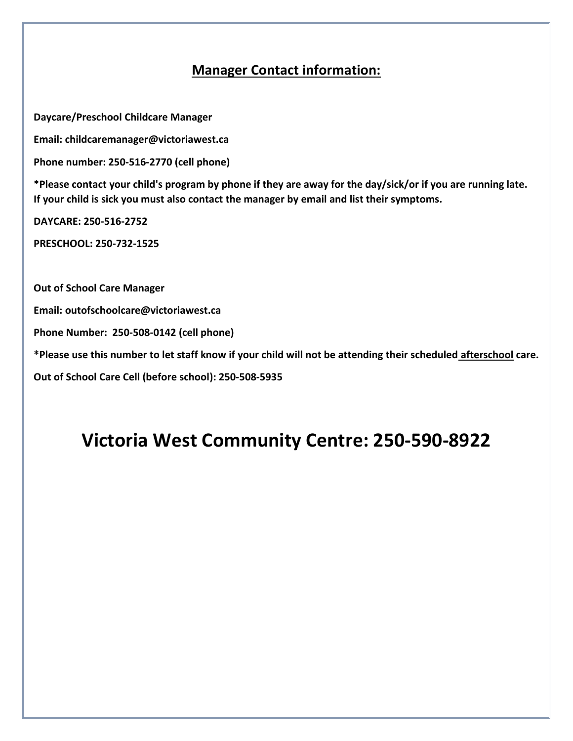## Manager Contact information:

**Daycare/Preschool Childcare Manager**

**Email: childcaremanager@victoriawest.ca**

**Phone number: 250-516-2770 (cell phone)**

**\*Please contact your child's program by phone if they are away for the day/sick/or if you are running late. If your child is sick you must also contact the manager by email and list their symptoms.**

**DAYCARE: 250-516-2752**

**PRESCHOOL: 250-732-1525**

**Out of School Care Manager**

**Email: outofschoolcare@victoriawest.ca**

**Phone Number: 250-508-0142 (cell phone)**

**\*Please use this number to let staff know if your child will not be attending their scheduled afterschool care.**

**Out of School Care Cell (before school): 250-508-5935**

# Victoria West Community Centre: 250-590-8922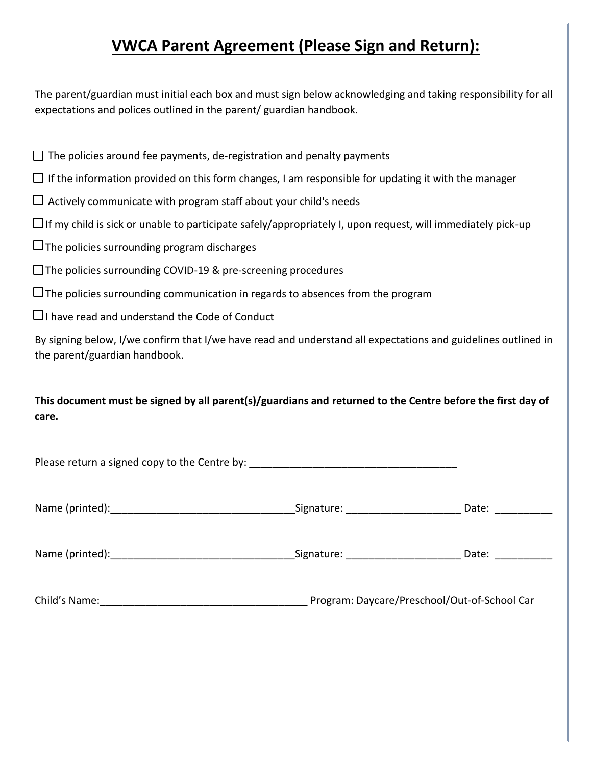# VWCA Parent Agreement (Please Sign and Return):

The parent/guardian must initial each box and must sign below acknowledging and taking responsibility for all expectations and polices outlined in the parent/ guardian handbook.

- ☐ The policies around fee payments, de-registration and penalty payments
- ☐ If the information provided on this form changes, I am responsible for updating it with the manager
- ☐ Actively communicate with program staff about your child's needs
- ☐ If my child is sick or unable to participate safely/appropriately I, upon request, will immediately pick-up
- ☐ The policies surrounding program discharges
- ☐ The policies surrounding COVID-19 & pre-screening procedures
- ☐ The policies surrounding communication in regards to absences from the program
- ☐ I have read and understand the Code of Conduct

By signing below, I/we confirm that I/we have read and understand all expectations and guidelines outlined in the parent/guardian handbook.

**This document must be signed by all parent(s)/guardians and returned to the Centre before the first day of care.**

Please return a signed copy to the Centre by: ____________________________________

Name (printed):________________________________Signature: ___________________ Date: __________

Name (printed):________________________________Signature: ___________________ Date: __________

Child's Name:____________________________________ Program: Daycare/Preschool/Out-of-School Car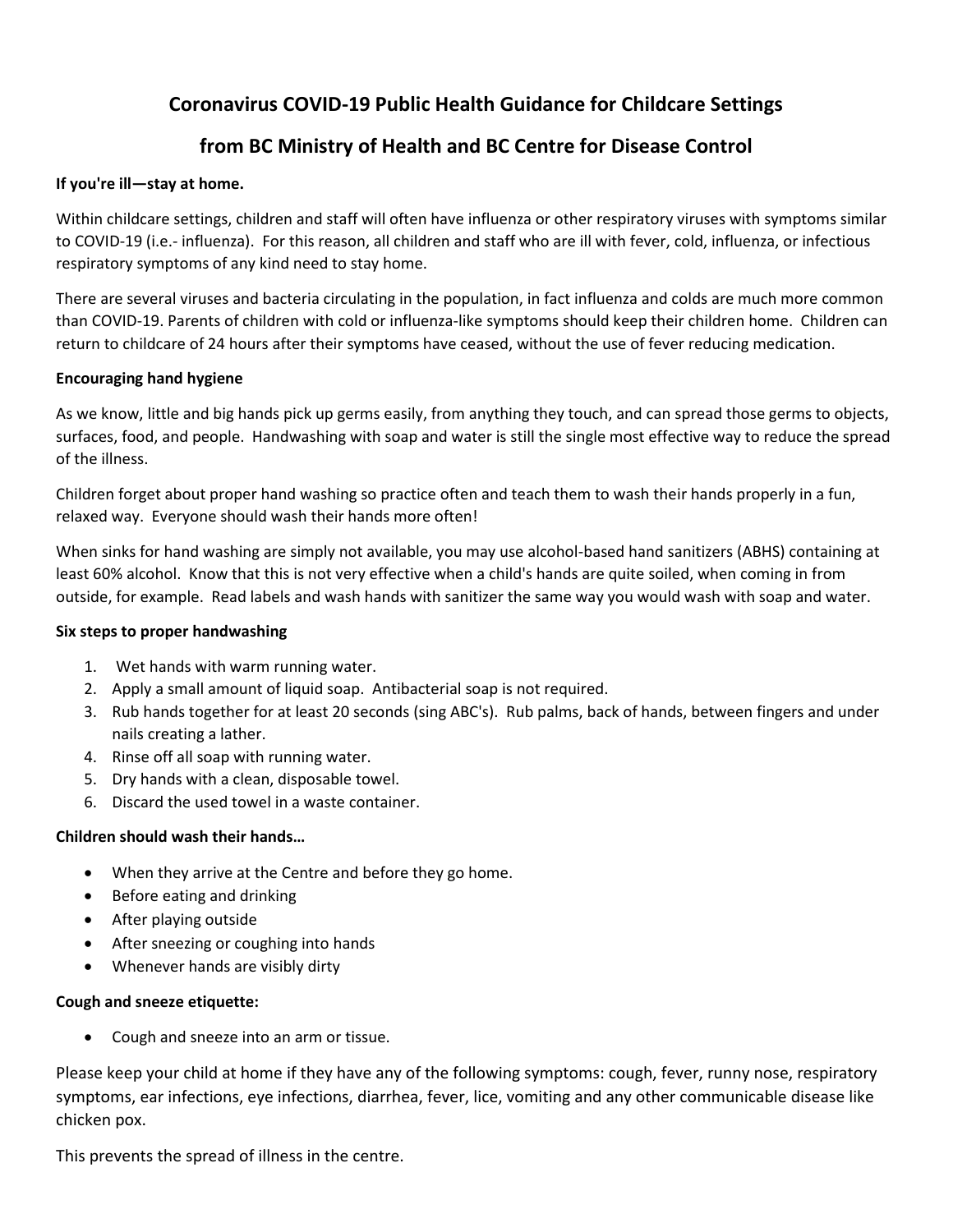# Coronavirus COVID-19 Public Health Guidance for Childcare Settings

# from BC Ministry of Health and BC Centre for Disease Control

**If you're ill—stay at home.**

Within childcare settings, children and staff will often have influenza or other respiratory viruses with symptoms similar to COVID-19 (i.e.- influenza). For this reason, all children and staff who are ill with fever, cold, influenza, or infectious respiratory symptoms of any kind need to stay home.

There are several viruses and bacteria circulating in the population, in fact influenza and colds are much more common than COVID-19. Parents of children with cold or influenza-like symptoms should keep their children home. Children can return to childcare of 24 hours after their symptoms have ceased, without the use of fever reducing medication.

**Encouraging hand hygiene**

As we know, little and big hands pick up germs easily, from anything they touch, and can spread those germs to objects, surfaces, food, and people. Handwashing with soap and water is still the single most effective way to reduce the spread of the illness.

Children forget about proper hand washing so practice often and teach them to wash their hands properly in a fun, relaxed way. Everyone should wash their hands more often!

When sinks for hand washing are simply not available, you may use alcohol-based hand sanitizers (ABHS) containing at least 60% alcohol. Know that this is not very effective when a child's hands are quite soiled, when coming in from outside, for example. Read labels and wash hands with sanitizer the same way you would wash with soap and water.

**Six steps to proper handwashing**

1. Wet hands with warm running water.
2. Apply a small amount of liquid soap. Antibacterial soap is not required.
3. Rub hands together for at least 20 seconds (sing ABC's). Rub palms, back of hands, between fingers and under nails creating a lather.
4. Rinse off all soap with running water.
5. Dry hands with a clean, disposable towel.
6. Discard the used towel in a waste container.

**Children should wash their hands…**

- When they arrive at the Centre and before they go home.
- Before eating and drinking
- After playing outside
- After sneezing or coughing into hands
- Whenever hands are visibly dirty

**Cough and sneeze etiquette:**

- Cough and sneeze into an arm or tissue.

Please keep your child at home if they have any of the following symptoms: cough, fever, runny nose, respiratory symptoms, ear infections, eye infections, diarrhea, fever, lice, vomiting and any other communicable disease like chicken pox.

This prevents the spread of illness in the centre.